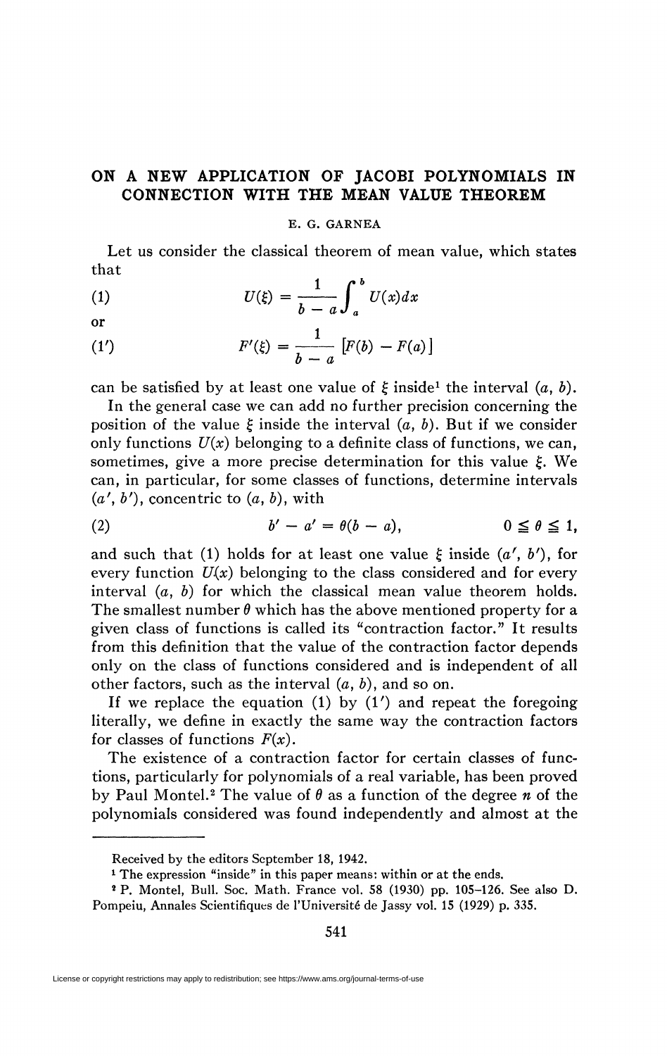# ON A NEW APPLICATION OF JACOBI POLYNOMIALS IN CONNECTION WITH THE MEAN VALUE THEOREM

E. G. GARNEA

Let us consider the classical theorem of mean value, which states that

$$U(\xi) = \frac{1}{b-a}\int_a^b U(x)dx \tag{1}$$

or

$$F'(\xi) = \frac{1}{b-a}\left[F(b) - F(a)\right] \tag{1'}$$

can be satisfied by at least one value of $\xi$ inside[1] the interval $(a, b)$.

In the general case we can add no further precision concerning the position of the value $\xi$ inside the interval $(a, b)$. But if we consider only functions $U(x)$ belonging to a definite class of functions, we can, sometimes, give a more precise determination for this value $\xi$. We can, in particular, for some classes of functions, determine intervals $(a', b')$, concentric to $(a, b)$, with

$$b' - a' = \theta(b - a), \qquad 0 \leqq \theta \leqq 1, \tag{2}$$

and such that (1) holds for at least one value $\xi$ inside $(a', b')$, for every function $U(x)$ belonging to the class considered and for every interval $(a, b)$ for which the classical mean value theorem holds. The smallest number $\theta$ which has the above mentioned property for a given class of functions is called its "contraction factor." It results from this definition that the value of the contraction factor depends only on the class of functions considered and is independent of all other factors, such as the interval $(a, b)$, and so on.

If we replace the equation (1) by (1') and repeat the foregoing literally, we define in exactly the same way the contraction factors for classes of functions $F(x)$.

The existence of a contraction factor for certain classes of functions, particularly for polynomials of a real variable, has been proved by Paul Montel.[2] The value of $\theta$ as a function of the degree $n$ of the polynomials considered was found independently and almost at the

---

Received by the editors September 18, 1942.

[1] The expression "inside" in this paper means: within or at the ends.

[2] P. Montel, Bull. Soc. Math. France vol. 58 (1930) pp. 105–126. See also D. Pompeiu, Annales Scientifiques de l'Université de Jassy vol. 15 (1929) p. 335.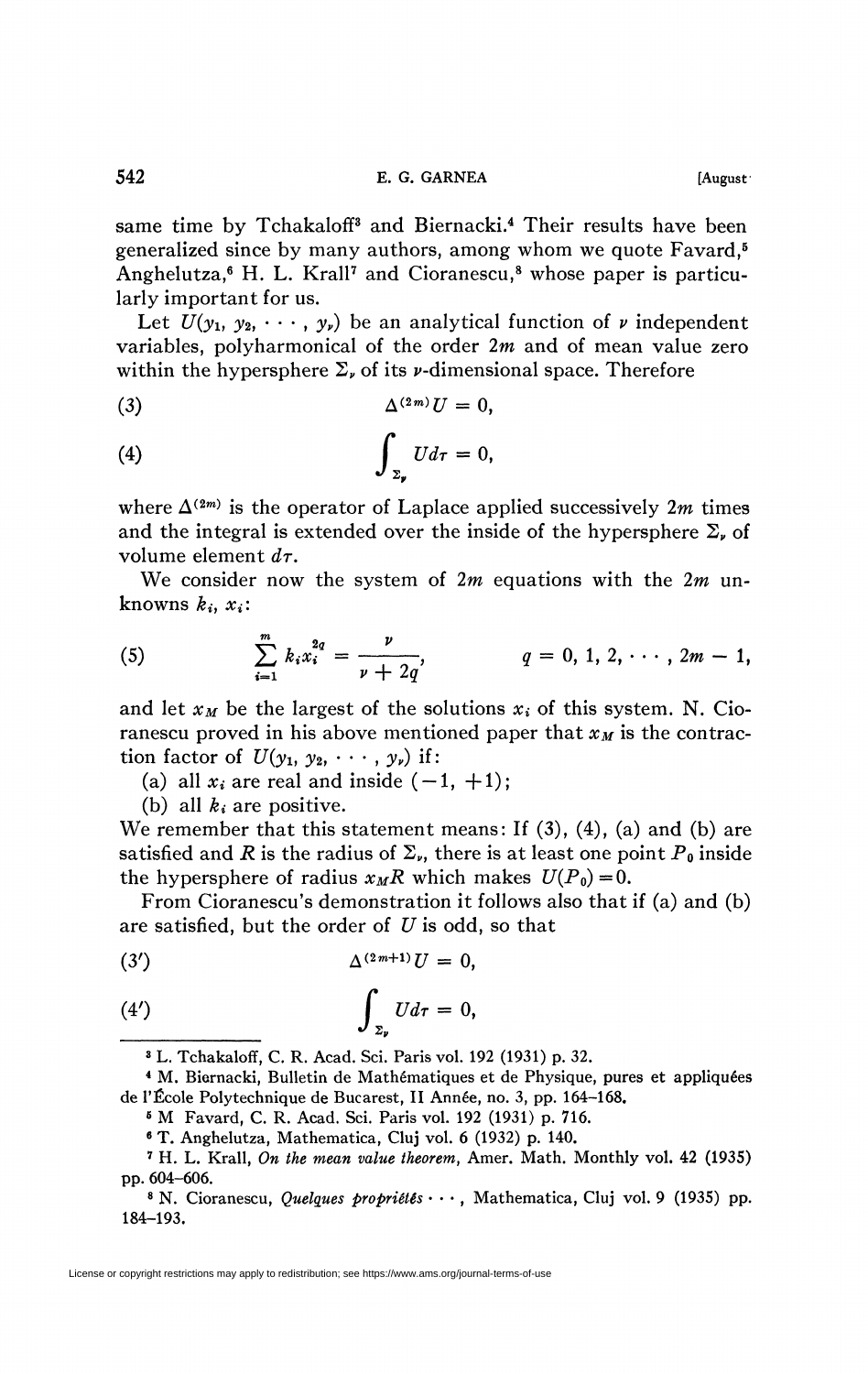same time by Tchakaloff[3] and Biernacki.[4] Their results have been generalized since by many authors, among whom we quote Favard,[5] Anghelutza,[6] H. L. Krall[7] and Cioranescu,[8] whose paper is particularly important for us.

Let $U(y_1, y_2, \cdots, y_\nu)$ be an analytical function of $\nu$ independent variables, polyharmonical of the order $2m$ and of mean value zero within the hypersphere $\Sigma_\nu$ of its $\nu$-dimensional space. Therefore

$$\Delta^{(2m)} U = 0, \tag{3}$$

$$\int_{\Sigma_\nu} U d\tau = 0, \tag{4}$$

where $\Delta^{(2m)}$ is the operator of Laplace applied successively $2m$ times and the integral is extended over the inside of the hypersphere $\Sigma_\nu$ of volume element $d\tau$.

We consider now the system of $2m$ equations with the $2m$ unknowns $k_i$, $x_i$:

$$\sum_{i=1}^{m} k_i x_i^{2q} = \frac{\nu}{\nu + 2q}, \qquad q = 0, 1, 2, \cdots, 2m - 1, \tag{5}$$

and let $x_M$ be the largest of the solutions $x_i$ of this system. N. Cioranescu proved in his above mentioned paper that $x_M$ is the contraction factor of $U(y_1, y_2, \cdots, y_\nu)$ if:

(a) all $x_i$ are real and inside $(-1, +1)$;

(b) all $k_i$ are positive.

We remember that this statement means: If (3), (4), (a) and (b) are satisfied and $R$ is the radius of $\Sigma_\nu$, there is at least one point $P_0$ inside the hypersphere of radius $x_M R$ which makes $U(P_0) = 0$.

From Cioranescu's demonstration it follows also that if (a) and (b) are satisfied, but the order of $U$ is odd, so that

$$\Delta^{(2m+1)} U = 0, \tag{3'}$$

$$\int_{\Sigma_\nu} U d\tau = 0, \tag{4'}$$

---

[3] L. Tchakaloff, C. R. Acad. Sci. Paris vol. 192 (1931) p. 32.

[4] M. Biernacki, Bulletin de Mathématiques et de Physique, pures et appliquées de l'École Polytechnique de Bucarest, II Année, no. 3, pp. 164–168.

[5] M Favard, C. R. Acad. Sci. Paris vol. 192 (1931) p. 716.

[6] T. Anghelutza, Mathematica, Cluj vol. 6 (1932) p. 140.

[7] H. L. Krall, *On the mean value theorem*, Amer. Math. Monthly vol. 42 (1935) pp. 604–606.

[8] N. Cioranescu, *Quelques propriétés* $\cdots$, Mathematica, Cluj vol. 9 (1935) pp. 184–193.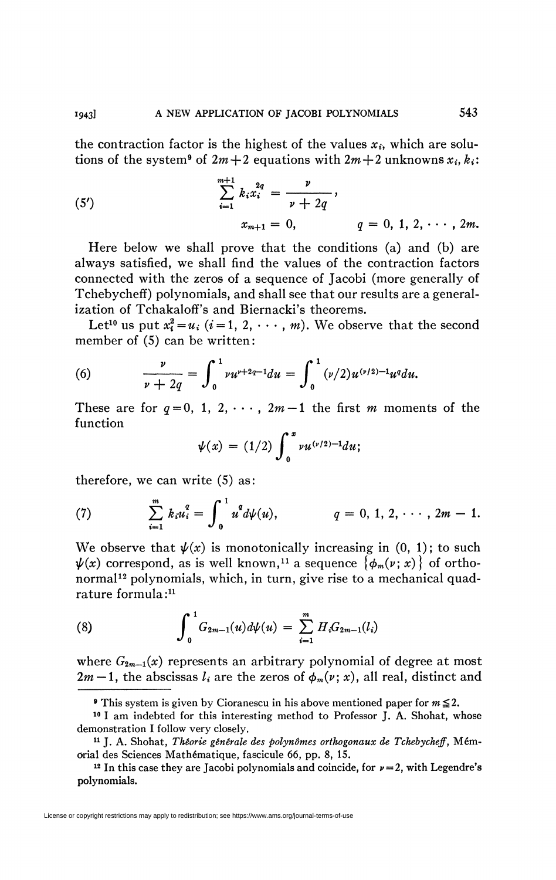the contraction factor is the highest of the values $x_i$, which are solutions of the system[9] of $2m+2$ equations with $2m+2$ unknowns $x_i$, $k_i$:

$$\sum_{i=1}^{m+1} k_i x_i^{2q} = \frac{\nu}{\nu + 2q}, \tag{5'}$$

$$x_{m+1} = 0, \qquad q = 0, 1, 2, \cdots, 2m.$$

Here below we shall prove that the conditions (a) and (b) are always satisfied, we shall find the values of the contraction factors connected with the zeros of a sequence of Jacobi (more generally of Tchebycheff) polynomials, and shall see that our results are a generalization of Tchakaloff's and Biernacki's theorems.

Let[10] us put $x_i^2 = u_i$ $(i = 1, 2, \cdots, m)$. We observe that the second member of (5) can be written:

$$\frac{\nu}{\nu + 2q} = \int_0^1 \nu u^{\nu+2q-1} du = \int_0^1 (\nu/2) u^{(\nu/2)-1} u^q du. \tag{6}$$

These are for $q = 0, 1, 2, \cdots, 2m-1$ the first $m$ moments of the function

$$\psi(x) = (1/2) \int_0^x \nu u^{(\nu/2)-1} du;$$

therefore, we can write (5) as:

$$\sum_{i=1}^{m} k_i u_i^q = \int_0^1 u^q d\psi(u), \qquad q = 0, 1, 2, \cdots, 2m-1. \tag{7}$$

We observe that $\psi(x)$ is monotonically increasing in $(0, 1)$; to such $\psi(x)$ correspond, as is well known,[11] a sequence $\{\phi_m(\nu; x)\}$ of orthonormal[12] polynomials, which, in turn, give rise to a mechanical quadrature formula:[11]

$$\int_0^1 G_{2m-1}(u) d\psi(u) = \sum_{i=1}^{m} H_i G_{2m-1}(l_i) \tag{8}$$

where $G_{2m-1}(x)$ represents an arbitrary polynomial of degree at most $2m-1$, the abscissas $l_i$ are the zeros of $\phi_m(\nu; x)$, all real, distinct and

---

[9] This system is given by Cioranescu in his above mentioned paper for $m \leqq 2$.

[10] I am indebted for this interesting method to Professor J. A. Shohat, whose demonstration I follow very closely.

[11] J. A. Shohat, *Théorie générale des polynômes orthogonaux de Tchebycheff*, Mémorial des Sciences Mathématique, fascicule 66, pp. 8, 15.

[12] In this case they are Jacobi polynomials and coincide, for $\nu = 2$, with Legendre's polynomials.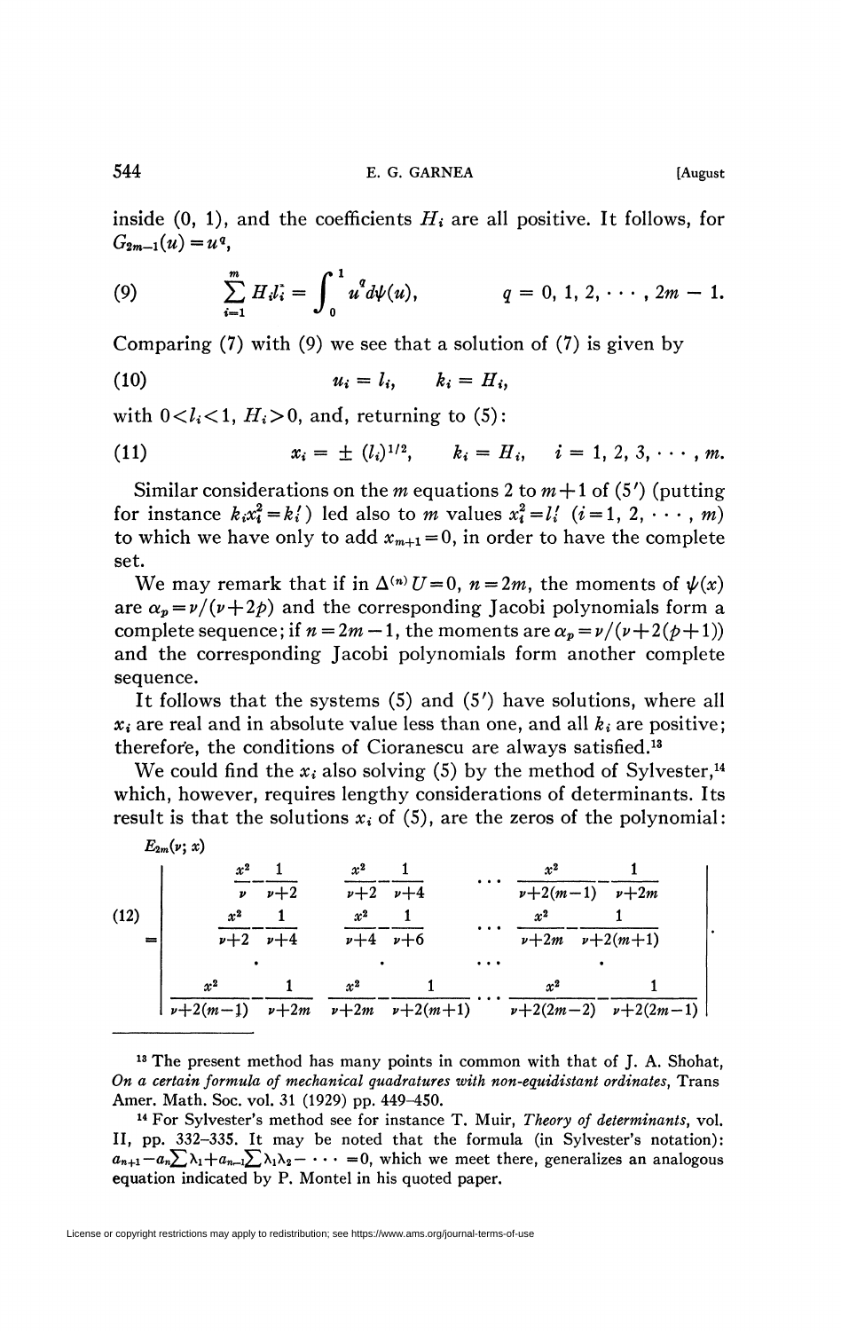inside (0, 1), and the coefficients $H_i$ are all positive. It follows, for $G_{2m-1}(u) = u^q$,

$$\sum_{i=1}^{m} H_i l_i^q = \int_0^1 u^q d\psi(u), \qquad q = 0, 1, 2, \cdots, 2m-1. \tag{9}$$

Comparing (7) with (9) we see that a solution of (7) is given by

$$u_i = l_i, \qquad k_i = H_i, \tag{10}$$

with $0 < l_i < 1$, $H_i > 0$, and, returning to (5):

$$x_i = \pm (l_i)^{1/2}, \qquad k_i = H_i, \qquad i = 1, 2, 3, \cdots, m. \tag{11}$$

Similar considerations on the $m$ equations 2 to $m+1$ of (5′) (putting for instance $k_i x_i^2 = k_i'$) led also to $m$ values $x_i^2 = l_i'$ $(i = 1, 2, \cdots, m)$ to which we have only to add $x_{m+1} = 0$, in order to have the complete set.

We may remark that if in $\Delta^{(n)} U = 0$, $n = 2m$, the moments of $\psi(x)$ are $\alpha_p = \nu/(\nu + 2p)$ and the corresponding Jacobi polynomials form a complete sequence; if $n = 2m-1$, the moments are $\alpha_p = \nu/(\nu + 2(p+1))$ and the corresponding Jacobi polynomials form another complete sequence.

It follows that the systems (5) and (5′) have solutions, where all $x_i$ are real and in absolute value less than one, and all $k_i$ are positive; therefore, the conditions of Cioranescu are always satisfied.[13]

We could find the $x_i$ also solving (5) by the method of Sylvester,[14] which, however, requires lengthy considerations of determinants. Its result is that the solutions $x_i$ of (5), are the zeros of the polynomial:

$$E_{2m}(\nu; x) = \begin{vmatrix} \dfrac{x^2}{\nu} - \dfrac{1}{\nu+2} & \dfrac{x^2}{\nu+2} - \dfrac{1}{\nu+4} & \cdots & \dfrac{x^2}{\nu+2(m-1)} - \dfrac{1}{\nu+2m} \\ \dfrac{x^2}{\nu+2} - \dfrac{1}{\nu+4} & \dfrac{x^2}{\nu+4} - \dfrac{1}{\nu+6} & \cdots & \dfrac{x^2}{\nu+2m} - \dfrac{1}{\nu+2(m+1)} \\ \cdot & \cdot & \cdots & \cdot \\ \dfrac{x^2}{\nu+2(m-1)} - \dfrac{1}{\nu+2m} & \dfrac{x^2}{\nu+2m} - \dfrac{1}{\nu+2(m+1)} & \cdots & \dfrac{x^2}{\nu+2(2m-2)} - \dfrac{1}{\nu+2(2m-1)} \end{vmatrix}. \tag{12}$$

---

[13] The present method has many points in common with that of J. A. Shohat, *On a certain formula of mechanical quadratures with non-equidistant ordinates*, Trans Amer. Math. Soc. vol. 31 (1929) pp. 449–450.

[14] For Sylvester's method see for instance T. Muir, *Theory of determinants*, vol. II, pp. 332–335. It may be noted that the formula (in Sylvester's notation): $a_{n+1} - a_n \sum \lambda_1 + a_{n-1} \sum \lambda_1 \lambda_2 - \cdots = 0$, which we meet there, generalizes an analogous equation indicated by P. Montel in his quoted paper.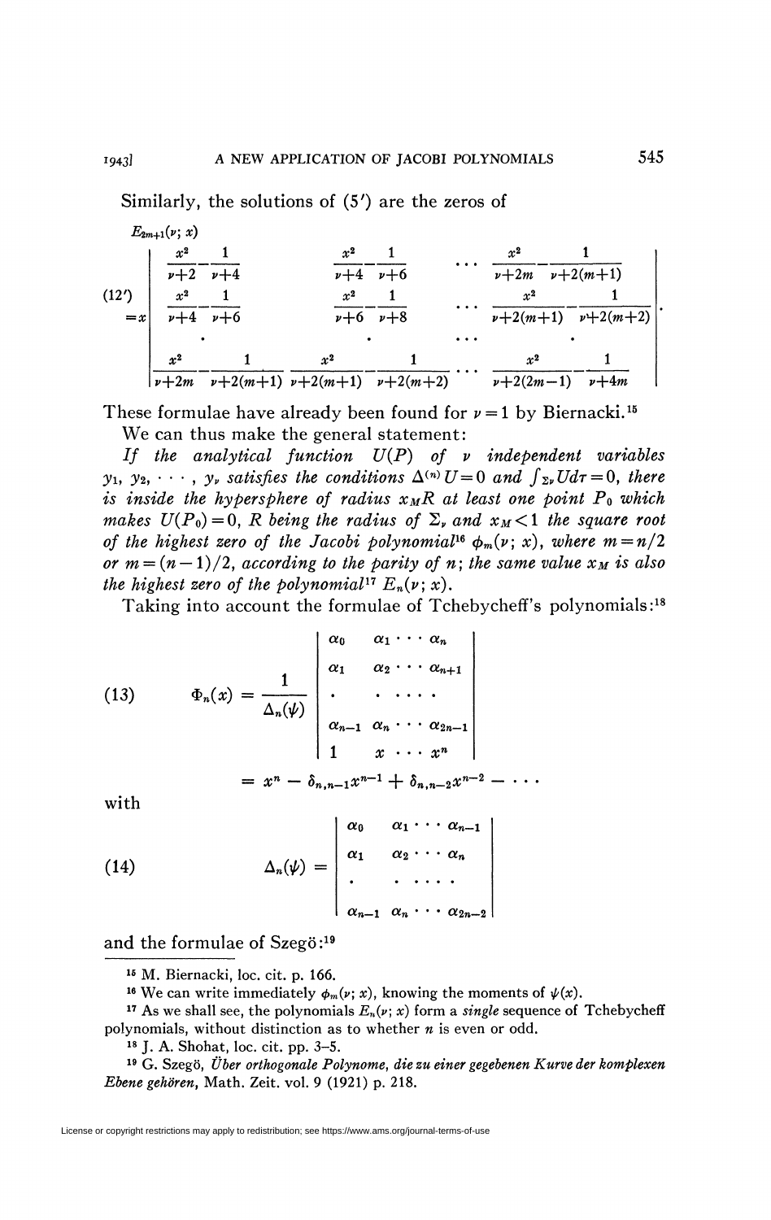Similarly, the solutions of (5′) are the zeros of

$$
(12') \quad \begin{aligned} &E_{2m+1}(\nu; x) \\ &= x \end{aligned} \begin{vmatrix} \dfrac{x^2}{\nu+2} - \dfrac{1}{\nu+4} & \dfrac{x^2}{\nu+4} - \dfrac{1}{\nu+6} & \cdots & \dfrac{x^2}{\nu+2m} - \dfrac{1}{\nu+2(m+1)} \\ \dfrac{x^2}{\nu+4} - \dfrac{1}{\nu+6} & \dfrac{x^2}{\nu+6} - \dfrac{1}{\nu+8} & \cdots & \dfrac{x^2}{\nu+2(m+1)} - \dfrac{1}{\nu+2(m+2)} \\ \cdot & \cdot & \cdots & \cdot \\ \dfrac{x^2}{\nu+2m} - \dfrac{1}{\nu+2(m+1)} & \dfrac{x^2}{\nu+2(m+1)} - \dfrac{1}{\nu+2(m+2)} & \cdots & \dfrac{x^2}{\nu+2(2m-1)} - \dfrac{1}{\nu+4m} \end{vmatrix}.
$$

These formulae have already been found for $\nu=1$ by Biernacki.[15]

We can thus make the general statement:

*If the analytical function $U(P)$ of $\nu$ independent variables $y_1, y_2, \cdots, y_\nu$ satisfies the conditions $\Delta^{(n)}U=0$ and $\int_{\Sigma_\nu} U d\tau = 0$, there is inside the hypersphere of radius $x_M R$ at least one point $P_0$ which makes $U(P_0)=0$, $R$ being the radius of $\Sigma_\nu$ and $x_M<1$ the square root of the highest zero of the Jacobi polynomial[16] $\phi_m(\nu; x)$, where $m=n/2$ or $m=(n-1)/2$, according to the parity of $n$; the same value $x_M$ is also the highest zero of the polynomial[17] $E_n(\nu; x)$.*

Taking into account the formulae of Tchebycheff's polynomials:[18]

$$
(13) \qquad \Phi_n(x) = \frac{1}{\Delta_n(\psi)} \begin{vmatrix} \alpha_0 & \alpha_1 \cdots \alpha_n \\ \alpha_1 & \alpha_2 \cdots \alpha_{n+1} \\ \cdot & \cdot \cdots \cdot \\ \alpha_{n-1} & \alpha_n \cdots \alpha_{2n-1} \\ 1 & x \cdots x^n \end{vmatrix}
$$

$$
= x^n - \delta_{n,n-1}x^{n-1} + \delta_{n,n-2}x^{n-2} - \cdots
$$

with

$$
(14) \qquad \Delta_n(\psi) = \begin{vmatrix} \alpha_0 & \alpha_1 \cdots \alpha_{n-1} \\ \alpha_1 & \alpha_2 \cdots \alpha_n \\ \cdot & \cdot \cdots \cdot \\ \alpha_{n-1} & \alpha_n \cdots \alpha_{2n-2} \end{vmatrix}
$$

and the formulae of Szegö:[19]

---

[15] M. Biernacki, loc. cit. p. 166.

[16] We can write immediately $\phi_m(\nu; x)$, knowing the moments of $\psi(x)$.

[17] As we shall see, the polynomials $E_n(\nu; x)$ form a *single* sequence of Tchebycheff polynomials, without distinction as to whether $n$ is even or odd.

[18] J. A. Shohat, loc. cit. pp. 3–5.

[19] G. Szegö, *Über orthogonale Polynome, die zu einer gegebenen Kurve der komplexen Ebene gehören*, Math. Zeit. vol. 9 (1921) p. 218.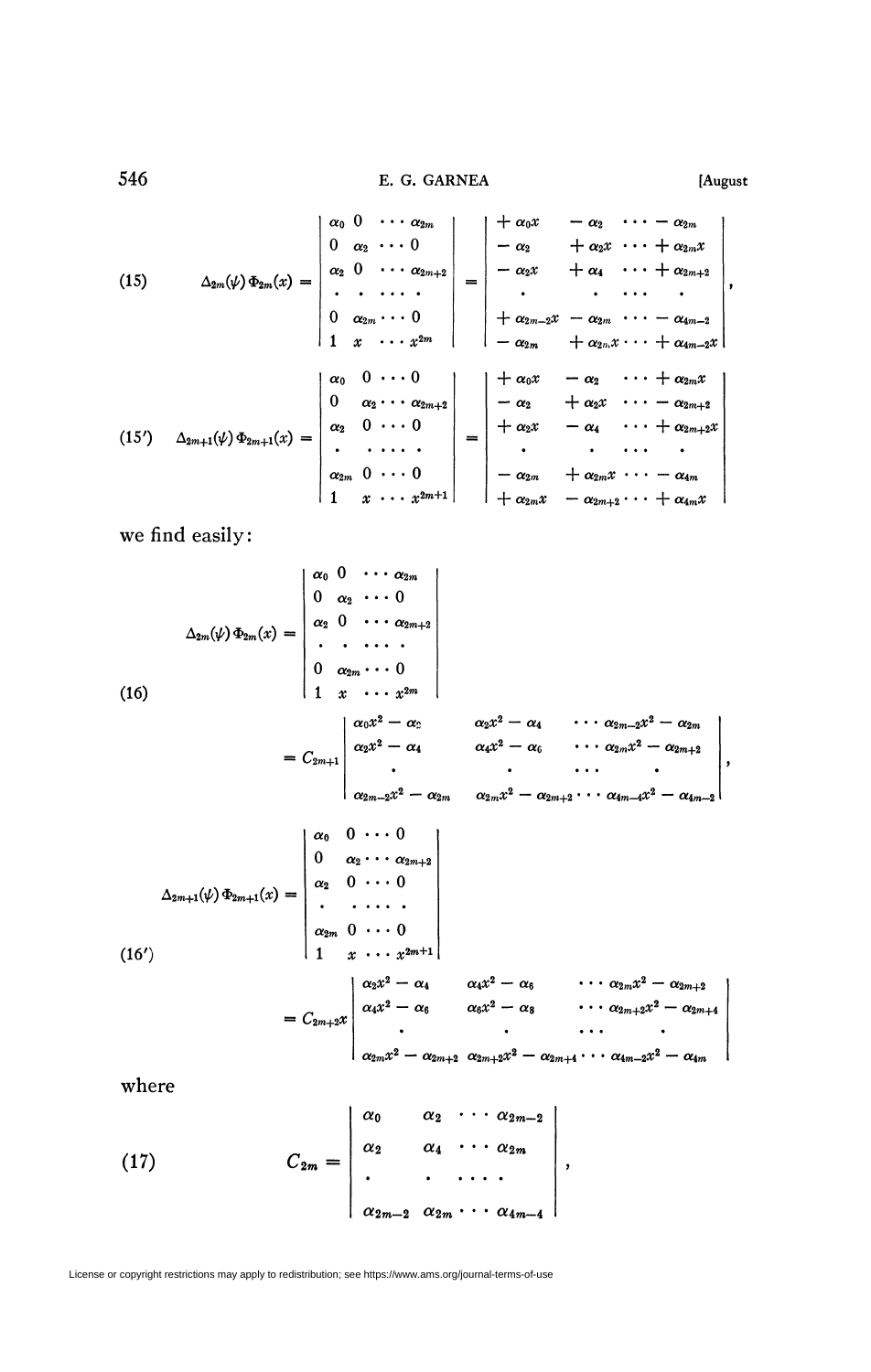$$
(15)\qquad \Delta_{2m}(\psi)\Phi_{2m}(x) = \begin{vmatrix} \alpha_0 & 0 & \cdots & \alpha_{2m} \\ 0 & \alpha_2 & \cdots & 0 \\ \alpha_2 & 0 & \cdots & \alpha_{2m+2} \\ \cdot & \cdot & \cdots & \cdot \\ 0 & \alpha_{2m} & \cdots & 0 \\ 1 & x & \cdots & x^{2m} \end{vmatrix} = \begin{vmatrix} +\alpha_0 x & -\alpha_2 & \cdots & -\alpha_{2m} \\ -\alpha_2 & +\alpha_2 x & \cdots & +\alpha_{2m} x \\ -\alpha_2 x & +\alpha_4 & \cdots & +\alpha_{2m+2} \\ \cdot & \cdot & \cdots & \cdot \\ +\alpha_{2m-2} x & -\alpha_{2m} & \cdots & -\alpha_{4m-2} \\ -\alpha_{2m} & +\alpha_{2m} x & \cdots & +\alpha_{4m-2} x \end{vmatrix},
$$

$$
(15')\qquad \Delta_{2m+1}(\psi)\Phi_{2m+1}(x) = \begin{vmatrix} \alpha_0 & 0 & \cdots & 0 \\ 0 & \alpha_2 & \cdots & \alpha_{2m+2} \\ \alpha_2 & 0 & \cdots & 0 \\ \cdot & \cdot & \cdots & \cdot \\ \alpha_{2m} & 0 & \cdots & 0 \\ 1 & x & \cdots & x^{2m+1} \end{vmatrix} = \begin{vmatrix} +\alpha_0 x & -\alpha_2 & \cdots & +\alpha_{2m} x \\ -\alpha_2 & +\alpha_2 x & \cdots & -\alpha_{2m+2} \\ +\alpha_2 x & -\alpha_4 & \cdots & +\alpha_{2m+2} x \\ \cdot & \cdot & \cdots & \cdot \\ -\alpha_{2m} & +\alpha_{2m} x & \cdots & -\alpha_{4m} \\ +\alpha_{2m} x & -\alpha_{2m+2} & \cdots & +\alpha_{4m} x \end{vmatrix}
$$

we find easily:

$$
(16)\qquad \Delta_{2m}(\psi)\Phi_{2m}(x) = \begin{vmatrix} \alpha_0 & 0 & \cdots & \alpha_{2m} \\ 0 & \alpha_2 & \cdots & 0 \\ \alpha_2 & 0 & \cdots & \alpha_{2m+2} \\ \cdot & \cdot & \cdots & \cdot \\ 0 & \alpha_{2m} & \cdots & 0 \\ 1 & x & \cdots & x^{2m} \end{vmatrix}
= C_{2m+1} \begin{vmatrix} \alpha_0 x^2 - \alpha_2 & \alpha_2 x^2 - \alpha_4 & \cdots & \alpha_{2m-2} x^2 - \alpha_{2m} \\ \alpha_2 x^2 - \alpha_4 & \alpha_4 x^2 - \alpha_6 & \cdots & \alpha_{2m} x^2 - \alpha_{2m+2} \\ \cdot & \cdot & \cdots & \cdot \\ \alpha_{2m-2} x^2 - \alpha_{2m} & \alpha_{2m} x^2 - \alpha_{2m+2} & \cdots & \alpha_{4m-4} x^2 - \alpha_{4m-2} \end{vmatrix},
$$

$$
(16')\qquad \Delta_{2m+1}(\psi)\Phi_{2m+1}(x) = \begin{vmatrix} \alpha_0 & 0 & \cdots & 0 \\ 0 & \alpha_2 & \cdots & \alpha_{2m+2} \\ \alpha_2 & 0 & \cdots & 0 \\ \cdot & \cdot & \cdots & \cdot \\ \alpha_{2m} & 0 & \cdots & 0 \\ 1 & x & \cdots & x^{2m+1} \end{vmatrix}
= C_{2m+2}\, x \begin{vmatrix} \alpha_2 x^2 - \alpha_4 & \alpha_4 x^2 - \alpha_6 & \cdots & \alpha_{2m} x^2 - \alpha_{2m+2} \\ \alpha_4 x^2 - \alpha_6 & \alpha_6 x^2 - \alpha_8 & \cdots & \alpha_{2m+2} x^2 - \alpha_{2m+4} \\ \cdot & \cdot & \cdots & \cdot \\ \alpha_{2m} x^2 - \alpha_{2m+2} & \alpha_{2m+2} x^2 - \alpha_{2m+4} & \cdots & \alpha_{4m-2} x^2 - \alpha_{4m} \end{vmatrix}
$$

where

$$
(17)\qquad C_{2m} = \begin{vmatrix} \alpha_0 & \alpha_2 & \cdots & \alpha_{2m-2} \\ \alpha_2 & \alpha_4 & \cdots & \alpha_{2m} \\ \cdot & \cdot & \cdots & \cdot \\ \alpha_{2m-2} & \alpha_{2m} & \cdots & \alpha_{4m-4} \end{vmatrix},
$$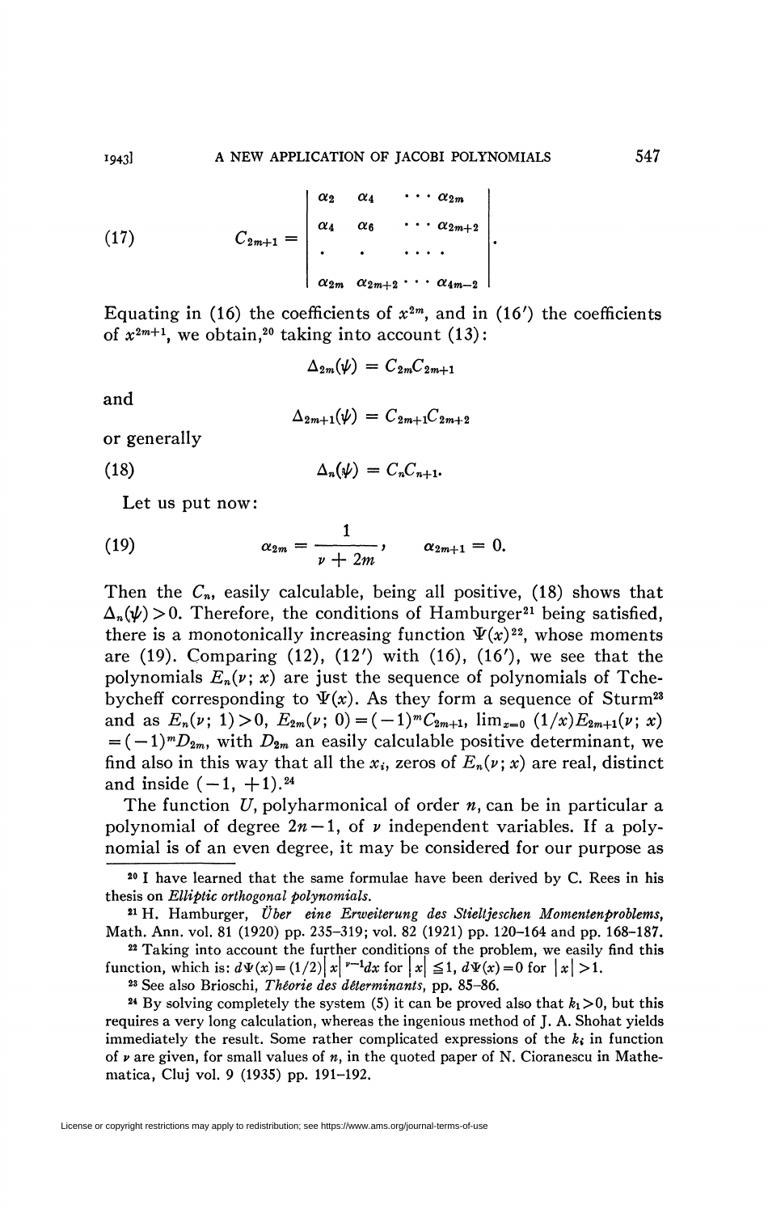$$
(17) \qquad C_{2m+1} = \begin{vmatrix} \alpha_2 & \alpha_4 & \cdots & \alpha_{2m} \\ \alpha_4 & \alpha_6 & \cdots & \alpha_{2m+2} \\ \cdot & \cdot & \cdots & \cdot \\ \alpha_{2m} & \alpha_{2m+2} & \cdots & \alpha_{4m-2} \end{vmatrix}.
$$

Equating in (16) the coefficients of $x^{2m}$, and in (16′) the coefficients of $x^{2m+1}$, we obtain,[20] taking into account (13):

$$
\Delta_{2m}(\psi) = C_{2m}C_{2m+1}
$$

and

$$
\Delta_{2m+1}(\psi) = C_{2m+1}C_{2m+2}
$$

or generally

$$
(18) \qquad \Delta_n(\psi) = C_n C_{n+1}.
$$

Let us put now:

$$
(19) \qquad \alpha_{2m} = \frac{1}{\nu + 2m}, \qquad \alpha_{2m+1} = 0.
$$

Then the $C_n$, easily calculable, being all positive, (18) shows that $\Delta_n(\psi) > 0$. Therefore, the conditions of Hamburger[21] being satisfied, there is a monotonically increasing function $\Psi(x)$[22], whose moments are (19). Comparing (12), (12′) with (16), (16′), we see that the polynomials $E_n(\nu;\, x)$ are just the sequence of polynomials of Tchebycheff corresponding to $\Psi(x)$. As they form a sequence of Sturm[23] and as $E_n(\nu;\, 1) > 0$, $E_{2m}(\nu;\, 0) = (-1)^m C_{2m+1}$, $\lim_{x=0} (1/x)E_{2m+1}(\nu;\, x) = (-1)^m D_{2m}$, with $D_{2m}$ an easily calculable positive determinant, we find also in this way that all the $x_i$, zeros of $E_n(\nu;\, x)$ are real, distinct and inside $(-1, +1)$.[24]

The function $U$, polyharmonical of order $n$, can be in particular a polynomial of degree $2n-1$, of $\nu$ independent variables. If a polynomial is of an even degree, it may be considered for our purpose as

---

[20] I have learned that the same formulae have been derived by C. Rees in his thesis on *Elliptic orthogonal polynomials*.

[21] H. Hamburger, *Über eine Erweiterung des Stieltjeschen Momentenproblems*, Math. Ann. vol. 81 (1920) pp. 235–319; vol. 82 (1921) pp. 120–164 and pp. 168–187.

[22] Taking into account the further conditions of the problem, we easily find this function, which is: $d\Psi(x) = (1/2)|x|^{\nu-1}dx$ for $|x| \leq 1$, $d\Psi(x) = 0$ for $|x| > 1$.

[23] See also Brioschi, *Théorie des déterminants*, pp. 85–86.

[24] By solving completely the system (5) it can be proved also that $k_1 > 0$, but this requires a very long calculation, whereas the ingenious method of J. A. Shohat yields immediately the result. Some rather complicated expressions of the $k_i$ in function of $\nu$ are given, for small values of $n$, in the quoted paper of N. Cioranescu in Mathematica, Cluj vol. 9 (1935) pp. 191–192.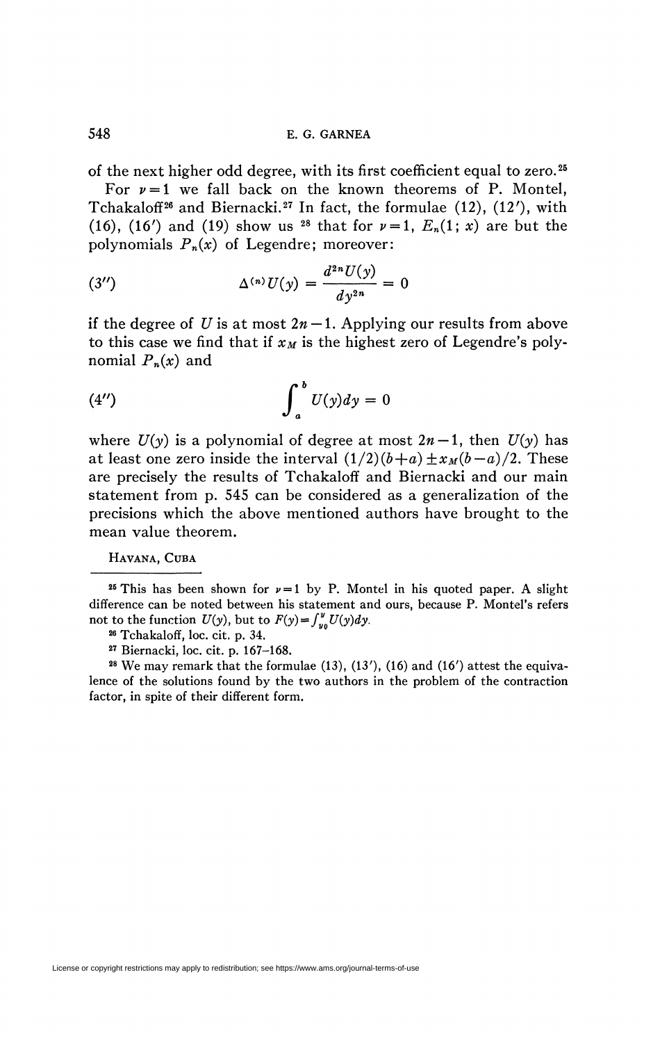of the next higher odd degree, with its first coefficient equal to zero.[25]

For $\nu=1$ we fall back on the known theorems of P. Montel, Tchakaloff[26] and Biernacki.[27] In fact, the formulae (12), (12′), with (16), (16′) and (19) show us [28] that for $\nu=1$, $E_n(1; x)$ are but the polynomials $P_n(x)$ of Legendre; moreover:

$$\Delta^{(n)}U(y) = \frac{d^{2n}U(y)}{dy^{2n}} = 0 \tag{3''}$$

if the degree of $U$ is at most $2n-1$. Applying our results from above to this case we find that if $x_M$ is the highest zero of Legendre's polynomial $P_n(x)$ and

$$\int_a^b U(y)dy = 0 \tag{4''}$$

where $U(y)$ is a polynomial of degree at most $2n-1$, then $U(y)$ has at least one zero inside the interval $(1/2)(b+a) \pm x_M(b-a)/2$. These are precisely the results of Tchakaloff and Biernacki and our main statement from p. 545 can be considered as a generalization of the precisions which the above mentioned authors have brought to the mean value theorem.

HAVANA, CUBA

---

[25] This has been shown for $\nu=1$ by P. Montel in his quoted paper. A slight difference can be noted between his statement and ours, because P. Montel's refers not to the function $U(y)$, but to $F(y)=\int_{y_0}^{y} U(y)dy$.

[26] Tchakaloff, loc. cit. p. 34.

[27] Biernacki, loc. cit. p. 167–168.

[28] We may remark that the formulae (13), (13′), (16) and (16′) attest the equivalence of the solutions found by the two authors in the problem of the contraction factor, in spite of their different form.